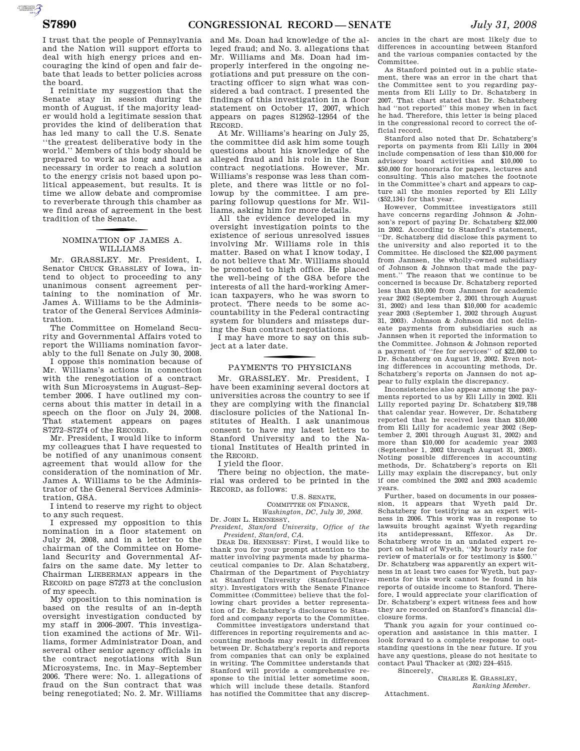I trust that the people of Pennsylvania and the Nation will support efforts to deal with high energy prices and encouraging the kind of open and fair debate that leads to better policies across the board.

I reinitiate my suggestion that the Senate stay in session during the month of August, if the majority leader would hold a legitimate session that provides the kind of deliberation that has led many to call the U.S. Senate ''the greatest deliberative body in the world.'' Members of this body should be prepared to work as long and hard as necessary in order to reach a solution to the energy crisis not based upon political appeasement, but results. It is time we allow debate and compromise to reverberate through this chamber as we find areas of agreement in the best tradition of the Senate.

## NOMINATION OF JAMES A. WILLIAMS

Mr. GRASSLEY. Mr. President, I, Senator CHUCK GRASSLEY of Iowa, intend to object to proceeding to any unanimous consent agreement pertaining to the nomination of Mr. James A. Williams to be the Administrator of the General Services Administration.

The Committee on Homeland Security and Governmental Affairs voted to report the Williams nomination favorably to the full Senate on July 30, 2008.

I oppose this nomination because of Mr. Williams's actions in connection with the renegotiation of a contract with Sun Microsystems in August–September 2006. I have outlined my concerns about this matter in detail in a speech on the floor on July 24, 2008. That statement appears on pages S7272–S7274 of the RECORD.

Mr. President, I would like to inform my colleagues that I have requested to be notified of any unanimous consent agreement that would allow for the consideration of the nomination of Mr. James A. Williams to be the Administrator of the General Services Administration, GSA.

I intend to reserve my right to object to any such request.

I expressed my opposition to this nomination in a floor statement on July 24, 2008, and in a letter to the chairman of the Committee on Homeland Security and Governmental Affairs on the same date. My letter to Chairman LIEBERMAN appears in the RECORD on page S7273 at the conclusion of my speech.

My opposition to this nomination is based on the results of an in-depth oversight investigation conducted by my staff in 2006–2007. This investigation examined the actions of Mr. Williams, former Administrator Doan, and several other senior agency officials in the contract negotiations with Sun Microsystems, Inc. in May–September 2006. There were: No. 1. allegations of fraud on the Sun contract that was being renegotiated; No. 2. Mr. Williams and Ms. Doan had knowledge of the alleged fraud; and No. 3. allegations that Mr. Williams and Ms. Doan had improperly interfered in the ongoing negotiations and put pressure on the contracting officer to sign what was considered a bad contract. I presented the findings of this investigation in a floor statement on October 17, 2007, which appears on pages S12952–12954 of the RECORD.

At Mr. Williams's hearing on July 25, the committee did ask him some tough questions about his knowledge of the alleged fraud and his role in the Sun contract negotiations. However, Mr. Williams's response was less than complete, and there was little or no followup by the committee. I am preparing followup questions for Mr. Williams, asking him for more details.

All the evidence developed in my oversight investigation points to the existence of serious unresolved issues involving Mr. Williams role in this matter. Based on what I know today, I do not believe that Mr. Williams should be promoted to high office. He placed the well-being of the GSA before the interests of all the hard-working American taxpayers, who he was sworn to protect. There needs to be some accountability in the Federal contracting system for blunders and missteps during the Sun contract negotiations.

I may have more to say on this subject at a later date.

## PAYMENTS TO PHYSICIANS

Mr. GRASSLEY. Mr. President, I have been examining several doctors at universities across the country to see if they are complying with the financial disclosure policies of the National Institutes of Health. I ask unanimous consent to have my latest letters to Stanford University and to the National Institutes of Health printed in the RECORD.

I yield the floor.

There being no objection, the material was ordered to be printed in the RECORD, as follows:

U.S. SENATE,
COMMITTEE ON FINANCE,
*Washington, DC, July 30, 2008.*

Dr. JOHN L. HENNESSY,
*President, Stanford University, Office of the President, Stanford, CA.*

DEAR DR. HENNESSY: First, I would like to thank you for your prompt attention to the matter involving payments made by pharmaceutical companies to Dr. Alan Schatzberg, Chairman of the Department of Psychiatry at Stanford University (Stanford/University). Investigators with the Senate Finance Committee (Committee) believe that the following chart provides a better representation of Dr. Schatzberg's disclosures to Stanford and company reports to the Committee.

Committee investigators understand that differences in reporting requirements and accounting methods may result in differences between Dr. Schatzberg's reports and reports from companies that can only be explained in writing. The Committee understands that Stanford will provide a comprehensive response to the initial letter sometime soon, which will include these details. Stanford has notified the Committee that any discrepancies in the chart are most likely due to differences in accounting between Stanford and the various companies contacted by the Committee.

As Stanford pointed out in a public statement, there was an error in the chart that the Committee sent to you regarding payments from Eli Lilly to Dr. Schatzberg in 2007. That chart stated that Dr. Schatzberg had ''not reported'' this money when in fact he had. Therefore, this letter is being placed in the congressional record to correct the official record.

Stanford also noted that Dr. Schatzberg's reports on payments from Eli Lilly in 2004 include compensation of less than $10,000 for advisory board activities and $10,000 to $50,000 for honoraria for papers, lectures and consulting. This also matches the footnote in the Committee's chart and appears to capture all the monies reported by Eli Lilly ($52,134) for that year.

However, Committee investigators still have concerns regarding Johnson & Johnson's report of paying Dr. Schatzberg $22,000 in 2002. According to Stanford's statement, ''Dr. Schatzberg did disclose this payment to the university and also reported it to the Committee. He disclosed the $22,000 payment from Jannsen, the wholly-owned subsidiary of Johnson & Johnson that made the payment.'' The reason that we continue to be concerned is because Dr. Schatzberg reported less than $10,000 from Jannsen for academic year 2002 (September 2, 2001 through August 31, 2002) and less than $10,000 for academic year 2003 (September 1, 2002 through August 31, 2003). Johnson & Johnson did not delineate payments from subsidiaries such as Jannsen when it reported the information to the Committee. Johnson & Johnson reported a payment of ''fee for services'' of $22,000 to Dr. Schatzberg on August 19, 2002. Even noting differences in accounting methods, Dr. Schatzberg's reports on Jannsen do not appear to fully explain the discrepancy.

Inconsistencies also appear among the payments reported to us by Eli Lilly in 2002. Eli Lilly reported paying Dr. Schatzberg $19,788 that calendar year. However, Dr. Schatzberg reported that he received less than $10,000 from Eli Lilly for academic year 2002 (September 2, 2001 through August 31, 2002) and more than $10,000 for academic year 2003 (September 1, 2002 through August 31, 2003). Noting possible differences in accounting methods, Dr. Schatzberg's reports on Eli Lilly may explain the discrepancy, but only if one combined the 2002 and 2003 academic years.

Further, based on documents in our possession, it appears that Wyeth paid Dr. Schatzberg for testifying as an expert witness in 2006. This work was in response to lawsuits brought against Wyeth regarding its antidepressant, Effexor. As Dr. Schatzberg wrote in an undated expert report on behalf of Wyeth, ''My hourly rate for review of materials or for testimony is $500.'' Dr. Schatzberg was apparently an expert witness in at least two cases for Wyeth, but payments for this work cannot be found in his reports of outside income to Stanford. Therefore, I would appreciate your clarification of Dr. Schatzberg's expert witness fees and how they are recorded on Stanford's financial disclosure forms.

Thank you again for your continued cooperation and assistance in this matter. I look forward to a complete response to outstanding questions in the near future. If you have any questions, please do not hesitate to contact Paul Thacker at (202) 224–4515.

Sincerely,

CHARLES E. GRASSLEY,
*Ranking Member.*

Attachment.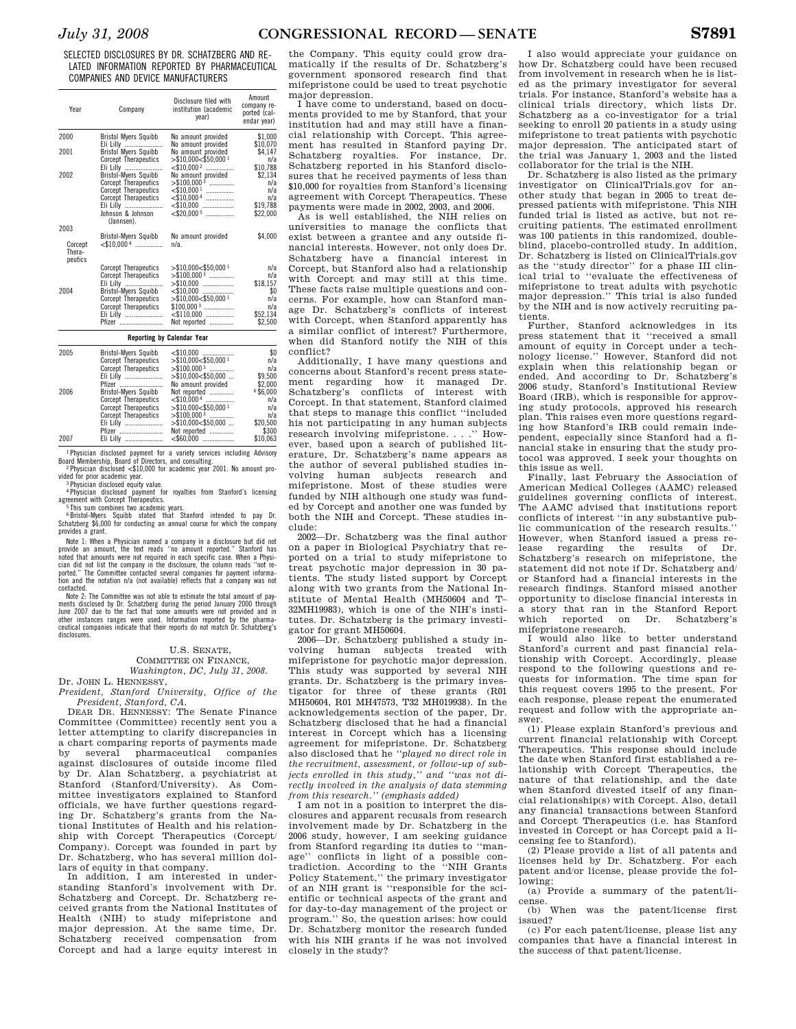SELECTED DISCLOSURES BY DR. SCHATZBERG AND RELATED INFORMATION REPORTED BY PHARMACEUTICAL COMPANIES AND DEVICE MANUFACTURERS

| Year | Company | Disclosure filed with institution (academic year) | Amount company reported (calendar year) |
|---|---|---|---|
| 2000 | Bristol Myers Squibb | No amount provided | $1,000 |
| | Eli Lilly | No amount provided | $10,070 |
| 2001 | Bristol Myers Squibb | No amount provided | $4,147 |
| | Corcept Therapeutics | >$10,000<$50,000 [1] | n/a |
| | Eli Lilly | <$10,000 [2] | $10,788 |
| 2002 | Bristol-Myers Squibb | No amount provided | $2,134 |
| | Corcept Therapeutics | >$100,000 [3] | n/a |
| | Corcept Therapeutics | <$10,000 [1] | n/a |
| | Corcept Therapeutics | <$10,000 [4] | n/a |
| | Eli Lilly | <$10,000 | $19,788 |
| | Johnson & Johnson (Jannsen). | <$20,000 [5] | $22,000 |
| 2003 | | | |
| | Bristol-Myers Squibb | No amount provided | $4,000 |
| | Corcept Therapeutics <$10,000 [4] | n/a. | |
| | Corcept Therapeutics | >$10,000<$50,000 [1] | n/a |
| | Corcept Therapeutics | >$100,000 [3] | n/a |
| | Eli Lilly | >$10,000 | $18,157 |
| 2004 | Bristol-Myers Squibb | <$10,000 | $0 |
| | Corcept Therapeutics | >$10,000<$50,000 [1] | n/a |
| | Corcept Therapeutics | $100,000 [3] | n/a |
| | Eli Lilly | <$110,000 | $52,134 |
| | Pfizer | Not reported | $2,500 |
| **Reporting by Calendar Year** | | | |
| 2005 | Bristol-Myers Squibb | <$10,000 | $0 |
| | Corcept Therapeutics | >$10,000<$50,000 [1] | n/a |
| | Corcept Therapeutics | >$100,000 [3] | n/a |
| | Eli Lilly | >$10,000<$50,000 | $9,500 |
| | Pfizer | No amount provided | $2,000 |
| 2006 | Bristol-Myers Squibb | Not reported | [6] $6,000 |
| | Corcept Therapeutics | <$10,000 [4] | n/a |
| | Corcept Therapeutics | >$10,000<$50,000 [1] | n/a |
| | Corcept Therapeutics | >$100,000 [3] | n/a |
| | Eli Lilly | >$10,000<$50,000 | $20,500 |
| | Pfizer | Not reported | $300 |
| 2007 | Eli Lilly | <$60,000 | $10,063 |

[1] Physician disclosed payment for a variety services including Advisory Board Membership, Board of Directors, and consulting.

[2] Physician disclosed <$10,000 for academic year 2001. No amount provided for prior academic year.

[3] Physician disclosed equity value.

[4] Physician disclosed payment for royalties from Stanford's licensing agreement with Corcept Therapeutics.

[5] This sum combines two academic years.

[6] Bristol-Myers Squibb stated that Stanford intended to pay Dr. Schatzberg $6,000 for conducting an annual course for which the company provides a grant.

Note 1: When a Physician named a company in a disclosure but did not provide an amount, the text reads "no amount reported." Stanford has noted that amounts were not required in each specific case. When a Physician did not list the company in the disclosure, the column reads "not reported." The Committee contacted several companies for payment information and the notation n/a (not available) reflects that a company was not contacted.

Note 2: The Committee was not able to estimate the total amount of payments disclosed by Dr. Schatzberg during the period January 2000 through June 2007 due to the fact that some amounts were not provided and in other instances ranges were used. Information reported by the pharmaceutical companies indicate that their reports do not match Dr. Schatzberg's disclosures.

U.S. SENATE,
COMMITTEE ON FINANCE,
*Washington, DC, July 31, 2008.*

Dr. JOHN L. HENNESSY,
*President, Stanford University, Office of the President, Stanford, CA.*

DEAR DR. HENNESSY: The Senate Finance Committee (Committee) recently sent you a letter attempting to clarify discrepancies in a chart comparing reports of payments made by several pharmaceutical companies against disclosures of outside income filed by Dr. Alan Schatzberg, a psychiatrist at Stanford (Stanford/University). As Committee investigators explained to Stanford officials, we have further questions regarding Dr. Schatzberg's grants from the National Institutes of Health and his relationship with Corcept Therapeutics (Corcept/Company). Corcept was founded in part by Dr. Schatzberg, who has several million dollars of equity in that company.

In addition, I am interested in understanding Stanford's involvement with Dr. Schatzberg and Corcept. Dr. Schatzberg received grants from the National Institutes of Health (NIH) to study mifepristone and major depression. At the same time, Dr. Schatzberg received compensation from Corcept and had a large equity interest in the Company. This equity could grow dramatically if the results of Dr. Schatzberg's government sponsored research find that mifepristone could be used to treat psychotic major depression.

I have come to understand, based on documents provided to me by Stanford, that your institution had and may still have a financial relationship with Corcept. This agreement has resulted in Stanford paying Dr. Schatzberg royalties. For instance, Dr. Schatzberg reported in his Stanford disclosures that he received payments of less than $10,000 for royalties from Stanford's licensing agreement with Corcept Therapeutics. These payments were made in 2002, 2003, and 2006.

As is well established, the NIH relies on universities to manage the conflicts that exist between a grantee and any outside financial interests. However, not only does Dr. Schatzberg have a financial interest in Corcept, but Stanford also had a relationship with Corcept and may still at this time. These facts raise multiple questions and concerns. For example, how can Stanford manage Dr. Schatzberg's conflicts of interest with Corcept, when Stanford apparently has a similar conflict of interest? Furthermore, when did Stanford notify the NIH of this conflict?

Additionally, I have many questions and concerns about Stanford's recent press statement regarding how it managed Dr. Schatzberg's conflicts of interest with Corcept. In that statement, Stanford claimed that steps to manage this conflict "included his not participating in any human subjects research involving mifepristone. . . ." However, based upon a search of published literature, Dr. Schatzberg's name appears as the author of several published studies involving human subjects research and mifepristone. Most of these studies were funded by NIH although one study was funded by Corcept and another one was funded by both the NIH and Corcept. These studies include:

2002—Dr. Schatzberg was the final author on a paper in Biological Psychiatry that reported on a trial to study mifepristone to treat psychotic major depression in 30 patients. The study listed support by Corcept along with two grants from the National Institute of Mental Health (MH50604 and T–32MH19983), which is one of the NIH's institutes. Dr. Schatzberg is the primary investigator for grant MH50604.

2006—Dr. Schatzberg published a study involving human subjects treated with mifepristone for psychotic major depression. This study was supported by several NIH grants. Dr. Schatzberg is the primary investigator for three of these grants (R01 MH50604, R01 MH47573, T32 MH019938). In the acknowledgements section of the paper, Dr. Schatzberg disclosed that he had a financial interest in Corcept which has a licensing agreement for mifepristone. Dr. Schatzberg also disclosed that he "*played no direct role in the recruitment, assessment, or follow-up of subjects enrolled in this study*," and "*was not directly involved in the analysis of data stemming from this research.*" (emphasis added)

I am not in a position to interpret the disclosures and apparent recusals from research involvement made by Dr. Schatzberg in the 2006 study, however, I am seeking guidance from Stanford regarding its duties to "manage" conflicts in light of a possible contradiction. According to the "NIH Grants Policy Statement," the primary investigator of an NIH grant is "responsible for the scientific or technical aspects of the grant and for day-to-day management of the project or program." So, the question arises: how could Dr. Schatzberg monitor the research funded with his NIH grants if he was not involved closely in the study?

I also would appreciate your guidance on how Dr. Schatzberg could have been recused from involvement in research when he is listed as the primary investigator for several trials. For instance, Stanford's website has a clinical trials directory, which lists Dr. Schatzberg as a co-investigator for a trial seeking to enroll 20 patients in a study using mifepristone to treat patients with psychotic major depression. The anticipated start of the trial was January 1, 2003 and the listed collaborator for the trial is the NIH.

Dr. Schatzberg is also listed as the primary investigator on ClinicalTrials.gov for another study that began in 2005 to treat depressed patients with mifepristone. This NIH funded trial is listed as active, but not recruiting patients. The estimated enrollment was 100 patients in this randomized, double-blind, placebo-controlled study. In addition, Dr. Schatzberg is listed on ClinicalTrials.gov as the "study director" for a phase III clinical trial to "evaluate the effectiveness of mifepristone to treat adults with psychotic major depression." This trial is also funded by the NIH and is now actively recruiting patients.

Further, Stanford acknowledges in its press statement that it "received a small amount of equity in Corcept under a technology license." However, Stanford did not explain when this relationship began or ended. And according to Dr. Schatzberg's 2006 study, Stanford's Institutional Review Board (IRB), which is responsible for approving study protocols, approved his research plan. This raises even more questions regarding how Stanford's IRB could remain independent, especially since Stanford had a financial stake in ensuring that the study protocol was approved. I seek your thoughts on this issue as well.

Finally, last February the Association of American Medical Colleges (AAMC) released guidelines governing conflicts of interest. The AAMC advised that institutions report conflicts of interest "in any substantive public communication of the research results." However, when Stanford issued a press release regarding the results of Dr. Schatzberg's research on mifepristone, the statement did not note if Dr. Schatzberg and/or Stanford had a financial interests in the research findings. Stanford missed another opportunity to disclose financial interests in a story that ran in the Stanford Report which reported on Dr. Schatzberg's mifepristone research.

I would also like to better understand Stanford's current and past financial relationship with Corcept. Accordingly, please respond to the following questions and requests for information. The time span for this request covers 1995 to the present. For each response, please repeat the enumerated request and follow with the appropriate answer.

(1) Please explain Stanford's previous and current financial relationship with Corcept Therapeutics. This response should include the date when Stanford first established a relationship with Corcept Therapeutics, the nature of that relationship, and the date when Stanford divested itself of any financial relationship(s) with Corcept. Also, detail any financial transactions between Stanford and Corcept Therapeutics (i.e. has Stanford invested in Corcept or has Corcept paid a licensing fee to Stanford).

(2) Please provide a list of all patents and licenses held by Dr. Schatzberg. For each patent and/or license, please provide the following:

(a) Provide a summary of the patent/license.

(b) When was the patent/license first issued?

(c) For each patent/license, please list any companies that have a financial interest in the success of that patent/license.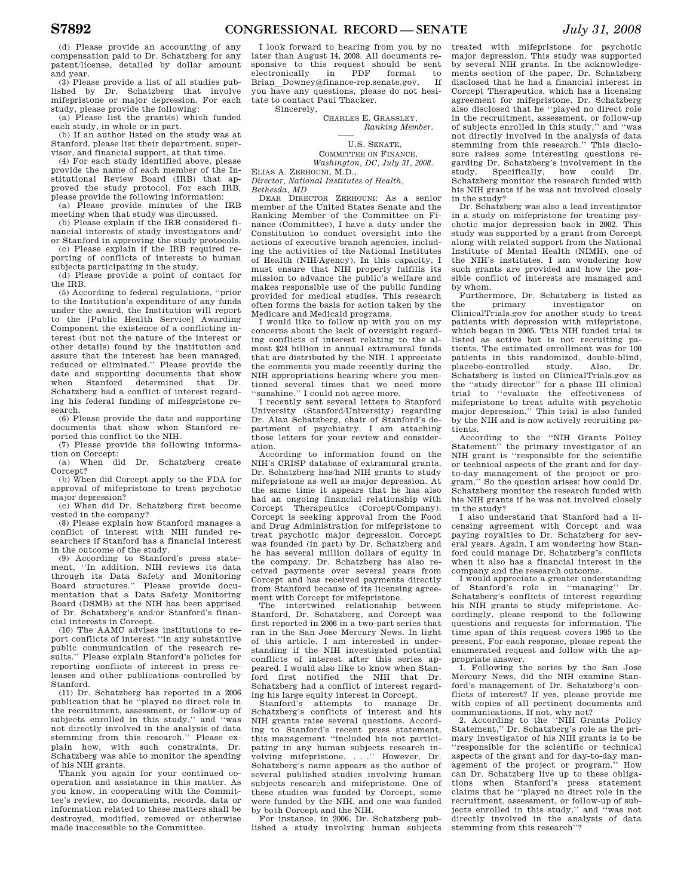(d) Please provide an accounting of any compensation paid to Dr. Schatzberg for any patent/license, detailed by dollar amount and year.

(3) Please provide a list of all studies published by Dr. Schatzberg that involve mifepristone or major depression. For each study, please provide the following:

(a) Please list the grant(s) which funded each study, in whole or in part.

(b) If an author listed on the study was at Stanford, please list their department, supervisor, and financial support, at that time.

(4) For each study identified above, please provide the name of each member of the Institutional Review Board (IRB) that approved the study protocol. For each IRB, please provide the following information:

(a) Please provide minutes of the IRB meeting when that study was discussed.

(b) Please explain if the IRB considered financial interests of study investigators and/or Stanford in approving the study protocols.

(c) Please explain if the IRB required reporting of conflicts of interests to human subjects participating in the study.

(d) Please provide a point of contact for the IRB.

(5) According to federal regulations, ''prior to the Institution's expenditure of any funds under the award, the Institution will report to the [Public Health Service] Awarding Component the existence of a conflicting interest (but not the nature of the interest or other details) found by the institution and assure that the interest has been managed, reduced or eliminated.'' Please provide the date and supporting documents that show when Stanford determined that Dr. Schatzberg had a conflict of interest regarding his federal funding of mifespristone research.

(6) Please provide the date and supporting documents that show when Stanford reported this conflict to the NIH.

(7) Please provide the following information on Corcept:

(a) When did Dr. Schatzberg create Corcept?

(b) When did Corcept apply to the FDA for approval of mifepristone to treat psychotic major depression?

(c) When did Dr. Schatzberg first become vested in the company?

(8) Please explain how Stanford manages a conflict of interest with NIH funded researchers if Stanford has a financial interest in the outcome of the study.

(9) According to Stanford's press statement, ''In addition, NIH reviews its data through its Data Safety and Monitoring Board structures.'' Please provide documentation that a Data Safety Monitoring Board (DSMB) at the NIH has been apprised of Dr. Schatzberg's and/or Stanford's financial interests in Corcept.

(10) The AAMC advises institutions to report conflicts of interest ''in any substantive public communication of the research results.'' Please explain Stanford's policies for reporting conflicts of interest in press releases and other publications controlled by Stanford.

(11) Dr. Schatzberg has reported in a 2006 publication that he ''played no direct role in the recruitment, assessment, or follow-up of subjects enrolled in this study,'' and ''was not directly involved in the analysis of data stemming from this research.'' Please explain how, with such constraints, Dr. Schatzberg was able to monitor the spending of his NIH grants.

Thank you again for your continued cooperation and assistance in this matter. As you know, in cooperating with the Committee's review, no documents, records, data or information related to these matters shall be destroyed, modified, removed or otherwise made inaccessible to the Committee.

I look forward to hearing from you by no later than August 14, 2008. All documents responsive to this request should be sent electronically in PDF format to Brian_Downey@finance-rep.senate.gov. If you have any questions, please do not hesitate to contact Paul Thacker.

Sincerely,

CHARLES E. GRASSLEY,
*Ranking Member.*

---

U.S. SENATE,
COMMITTEE ON FINANCE,
*Washington, DC, July 31, 2008.*

ELIAS A. ZERHOUNI, M.D.,
*Director, National Institutes of Health, Bethesda, MD*

DEAR DIRECTOR ZERHOUNI: As a senior member of the United States Senate and the Ranking Member of the Committee on Finance (Committee), I have a duty under the Constitution to conduct oversight into the actions of executive branch agencies, including the activities of the National Institutes of Health (NIH/Agency). In this capacity, I must ensure that NIH properly fulfills its mission to advance the public's welfare and makes responsible use of the public funding provided for medical studies. This research often forms the basis for action taken by the Medicare and Medicaid programs.

I would like to follow up with you on my concerns about the lack of oversight regarding conflicts of interest relating to the almost $24 billion in annual extramural funds that are distributed by the NIH. I appreciate the comments you made recently during the NIH appropriations hearing where you mentioned several times that we need more ''sunshine.'' I could not agree more.

I recently sent several letters to Stanford University (Stanford/University) regarding Dr. Alan Schatzberg, chair of Stanford's department of psychiatry. I am attaching those letters for your review and consideration.

According to information found on the NIH's CRISP database of extramural grants, Dr. Schatzberg has/had NIH grants to study mifepristone as well as major depression. At the same time it appears that he has also had an ongoing financial relationship with Corcept Therapeutics (Corcept/Company). Corcept is seeking approval from the Food and Drug Administration for mifepristone to treat psychotic major depression. Corcept was founded (in part) by Dr. Schatzberg and he has several million dollars of equity in the company. Dr. Schatzberg has also received payments over several years from Corcept and has received payments directly from Stanford because of its licensing agreement with Corcept for mifepristone.

The intertwined relationship between Stanford, Dr. Schatzberg, and Corcept was first reported in 2006 in a two-part series that ran in the San Jose Mercury News. In light of this article, I am interested in understanding if the NIH investigated potential conflicts of interest after this series appeared. I would also like to know when Stanford first notified the NIH that Dr. Schatzberg had a conflict of interest regarding his large equity interest in Corcept.

Stanford's attempts to manage Dr. Schatzberg's conflicts of interest and his NIH grants raise several questions. According to Stanford's recent press statement, this management ''included his not participating in any human subjects research involving mifepristone. . . .'' However, Dr. Schatzberg's name appears as the author of several published studies involving human subjects research and mifepristone. One of these studies was funded by Corcept, some were funded by the NIH, and one was funded by both Corcept and the NIH.

For instance, in 2006, Dr. Schatzberg published a study involving human subjects treated with mifepristone for psychotic major depression. This study was supported by several NIH grants. In the acknowledgements section of the paper, Dr. Schatzberg disclosed that he had a financial interest in Corcept Therapeutics, which has a licensing agreement for mifepristone. Dr. Schatzberg also disclosed that he ''played no direct role in the recruitment, assessment, or follow-up of subjects enrolled in this study,'' and ''was not directly involved in the analysis of data stemming from this research.'' This disclosure raises some interesting questions regarding Dr. Schatzberg's involvement in the study. Specifically, how could Dr. Schatzberg monitor the research funded with his NIH grants if he was not involved closely in the study?

Dr. Schatzberg was also a lead investigator in a study on mifepristone for treating psychotic major depression back in 2002. This study was supported by a grant from Corcept along with related support from the National Institute of Mental Health (NIMH), one of the NIH's institutes. I am wondering how such grants are provided and how the possible conflict of interests are managed and by whom.

Furthermore, Dr. Schatzberg is listed as the primary investigator on ClinicalTrials.gov for another study to treat patients with depression with mifepristone, which began in 2005. This NIH funded trial is listed as active but is not recruiting patients. The estimated enrollment was for 100 patients in this randomized, double-blind, placebo-controlled study. Also, Dr. Schatzberg is listed on ClinicalTrials.gov as the ''study director'' for a phase III clinical trial to ''evaluate the effectiveness of mifepristone to treat adults with psychotic major depression.'' This trial is also funded by the NIH and is now actively recruiting patients.

According to the ''NIH Grants Policy Statement'' the primary investigator of an NIH grant is ''responsible for the scientific or technical aspects of the grant and for day-to-day management of the project or program.'' So the question arises: how could Dr. Schatzberg monitor the research funded with his NIH grants if he was not involved closely in the study?

I also understand that Stanford had a licensing agreement with Corcept and was paying royalties to Dr. Schatzberg for several years. Again, I am wondering how Stanford could manage Dr. Schatzberg's conflicts when it also has a financial interest in the company and the research outcome.

I would appreciate a greater understanding of Stanford's role in ''managing'' Dr. Schatzberg's conflicts of interest regarding his NIH grants to study mifepristone. Accordingly, please respond to the following questions and requests for information. The time span of this request covers 1995 to the present. For each response, please repeat the enumerated request and follow with the appropriate answer.

1. Following the series by the San Jose Mercury News, did the NIH examine Stanford's management of Dr. Schatzberg's conflicts of interest? If yes, please provide me with copies of all pertinent documents and communications. If not, why not?

2. According to the ''NIH Grants Policy Statement,'' Dr. Schatzberg's role as the primary investigator of his NIH grants is to be ''responsible for the scientific or technical aspects of the grant and for day-to-day management of the project or program.'' How can Dr. Schatzberg live up to these obligations when Stanford's press statement claims that he ''played no direct role in the recruitment, assessment, or follow-up of subjects enrolled in this study,'' and ''was not directly involved in the analysis of data stemming from this research''?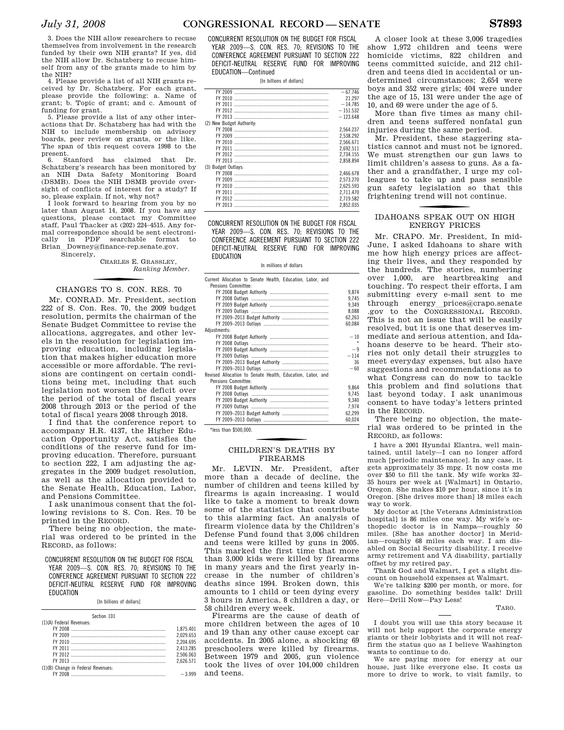3. Does the NIH allow researchers to recuse themselves from involvement in the research funded by their own NIH grants? If yes, did the NIH allow Dr. Schatzberg to recuse himself from any of the grants made to him by the NIH?

4. Please provide a list of all NIH grants received by Dr. Schatzberg. For each grant, please provide the following: a. Name of grant; b. Topic of grant; and c. Amount of funding for grant.

5. Please provide a list of any other interactions that Dr. Schatzberg has had with the NIH to include membership on advisory boards, peer review on grants, or the like. The span of this request covers 1998 to the present.

6. Stanford has claimed that Dr. Schatzberg's research has been monitored by an NIH Data Safety Monitoring Board (DSMB). Does the NIH DSMB provide oversight of conflicts of interest for a study? If so, please explain. If not, why not?

I look forward to hearing from you by no later than August 14, 2008. If you have any questions, please contact my Committee staff, Paul Thacker at (202) 224–4515. Any formal correspondence should be sent electronically in PDF searchable format to Brian_Downey@finance-rep.senate.gov.

Sincerely,

CHARLES E. GRASSLEY,
*Ranking Member.*

## CHANGES TO S. CON. RES. 70

Mr. CONRAD. Mr. President, section 222 of S. Con. Res. 70, the 2009 budget resolution, permits the chairman of the Senate Budget Committee to revise the allocations, aggregates, and other levels in the resolution for legislation improving education, including legislation that makes higher education more accessible or more affordable. The revisions are contingent on certain conditions being met, including that such legislation not worsen the deficit over the period of the total of fiscal years 2008 through 2013 or the period of the total of fiscal years 2008 through 2018.

I find that the conference report to accompany H.R. 4137, the Higher Education Opportunity Act, satisfies the conditions of the reserve fund for improving education. Therefore, pursuant to section 222, I am adjusting the aggregates in the 2009 budget resolution, as well as the allocation provided to the Senate Health, Education, Labor, and Pensions Committee.

I ask unanimous consent that the following revisions to S. Con. Res. 70 be printed in the RECORD.

There being no objection, the material was ordered to be printed in the RECORD, as follows:

CONCURRENT RESOLUTION ON THE BUDGET FOR FISCAL YEAR 2009—S. CON. RES. 70; REVISIONS TO THE CONFERENCE AGREEMENT PURSUANT TO SECTION 222 DEFICIT-NEUTRAL RESERVE FUND FOR IMPROVING EDUCATION

[In billions of dollars]

| Section 101 | |
|---|---|
| (1)(A) Federal Revenues: | |
| FY 2008 | 1,875.401 |
| FY 2009 | 2,029.653 |
| FY 2010 | 2,204.695 |
| FY 2011 | 2,413.285 |
| FY 2012 | 2,506.063 |
| FY 2013 | 2,626.571 |
| (1)(B) Change in Federal Revenues: | |
| FY 2008 | −3.999 |
| FY 2009 | −67.746 |
| FY 2010 | 21.297 |
| FY 2011 | −14.785 |
| FY 2012 | −151.532 |
| FY 2013 | −123.648 |
| (2) New Budget Authority: | |
| FY 2008 | 2,564.237 |
| FY 2009 | 2,538.292 |
| FY 2010 | 2,566.671 |
| FY 2011 | 2,692.511 |
| FY 2012 | 2,734.155 |
| FY 2013 | 2,858.894 |
| (3) Budget Outlays: | |
| FY 2008 | 2,466.678 |
| FY 2009 | 2,573.270 |
| FY 2010 | 2,625.593 |
| FY 2011 | 2,711.470 |
| FY 2012 | 2,719.582 |
| FY 2013 | 2,852.035 |

CONCURRENT RESOLUTION ON THE BUDGET FOR FISCAL YEAR 2009—S. CON. RES. 70; REVISIONS TO THE CONFERENCE AGREEMENT PURSUANT TO SECTION 222 DEFICIT-NEUTRAL RESERVE FUND FOR IMPROVING EDUCATION

In millions of dollars

| | |
|---|---|
| Current Allocation to Senate Health, Education, Labor, and Pensions Committee: | |
| FY 2008 Budget Authority | 9,874 |
| FY 2008 Outlays | 9,745 |
| FY 2009 Budget Authority | 9,349 |
| FY 2009 Outlays | 8,088 |
| FY 2009–2013 Budget Authority | 62,263 |
| FY 2009–2013 Outlays | 60,084 |
| Adjustments: | |
| FY 2008 Budget Authority | −10 |
| FY 2008 Outlays | * |
| FY 2009 Budget Authority | −9 |
| FY 2009 Outlays | −114 |
| FY 2009–2013 Budget Authority | 36 |
| FY 2009–2013 Outlays | −60 |
| Revised Allocation to Senate Health, Education, Labor, and Pensions Committee: | |
| FY 2008 Budget Authority | 9,864 |
| FY 2008 Outlays | 9,745 |
| FY 2009 Budget Authority | 9,340 |
| FY 2009 Outlays | 7,974 |
| FY 2009–2013 Budget Authority | 62,299 |
| FY 2009–2013 Outlays | 60,024 |

*less than $500,000.

## CHILDREN'S DEATHS BY FIREARMS

Mr. LEVIN. Mr. President, after more than a decade of decline, the number of children and teens killed by firearms is again increasing. I would like to take a moment to break down some of the statistics that contribute to this alarming fact. An analysis of firearm violence data by the Children's Defense Fund found that 3,006 children and teens were killed by guns in 2005. This marked the first time that more than 3,000 kids were killed by firearms in many years and the first yearly increase in the number of children's deaths since 1994. Broken down, this amounts to 1 child or teen dying every 3 hours in America, 8 children a day, or 58 children every week.

Firearms are the cause of death of more children between the ages of 10 and 19 than any other cause except car accidents. In 2005 alone, a shocking 69 preschoolers were killed by firearms. Between 1979 and 2005, gun violence took the lives of over 104,000 children and teens.

A closer look at these 3,006 tragedies show 1,972 children and teens were homicide victims, 822 children and teens committed suicide, and 212 children and teens died in accidental or undetermined circumstances; 2,654 were boys and 352 were girls; 404 were under the age of 15, 131 were under the age of 10, and 69 were under the age of 5.

More than five times as many children and teens suffered nonfatal gun injuries during the same period.

Mr. President, these staggering statistics cannot and must not be ignored. We must strengthen our gun laws to limit children's assess to guns. As a father and a grandfather, I urge my colleagues to take up and pass sensible gun safety legislation so that this frightening trend will not continue.

## IDAHOANS SPEAK OUT ON HIGH ENERGY PRICES

Mr. CRAPO. Mr. President, In mid-June, I asked Idahoans to share with me how high energy prices are affecting their lives, and they responded by the hundreds. The stories, numbering over 1,000, are heartbreaking and touching. To respect their efforts, I am submitting every e-mail sent to me through energy_prices@crapo.senate.gov to the CONGRESSIONAL RECORD. This is not an issue that will be easily resolved, but it is one that deserves immediate and serious attention, and Idahoans deserve to be heard. Their stories not only detail their struggles to meet everyday expenses, but also have suggestions and recommendations as to what Congress can do now to tackle this problem and find solutions that last beyond today. I ask unanimous consent to have today's letters printed in the RECORD.

There being no objection, the material was ordered to be printed in the RECORD, as follows:

I have a 2001 Hyundai Elantra, well maintained, until lately—I can no longer afford much [periodic maintenance]. In any case, it gets approximately 35 mpg. It now costs me over $50 to fill the tank. My wife works 32–35 hours per week at [Walmart] in Ontario, Oregon. She makes $10 per hour, since it's in Oregon. [She drives more than] 18 miles each way to work.

My doctor at [the Veterans Administration hospital] is 86 miles one way. My wife's orthopedic doctor is in Nampa—roughly 50 miles. [She has another doctor] in Meridian—roughly 68 miles each way. I am disabled on Social Security disability. I receive army retirement and VA disability, partially offset by my retired pay.

Thank God and Walmart, I get a slight discount on household expenses at Walmart.

We're talking $200 per month, or more, for gasoline. Do something besides talk! Drill Here—Drill Now—Pay Less!

TARO.

---

I doubt you will use this story because it will not help support the corporate energy giants or their lobbyists and it will not reaffirm the status quo as I believe Washington wants to continue to do.

We are paying more for energy at our house, just like everyone else. It costs us more to drive to work, to visit family, to